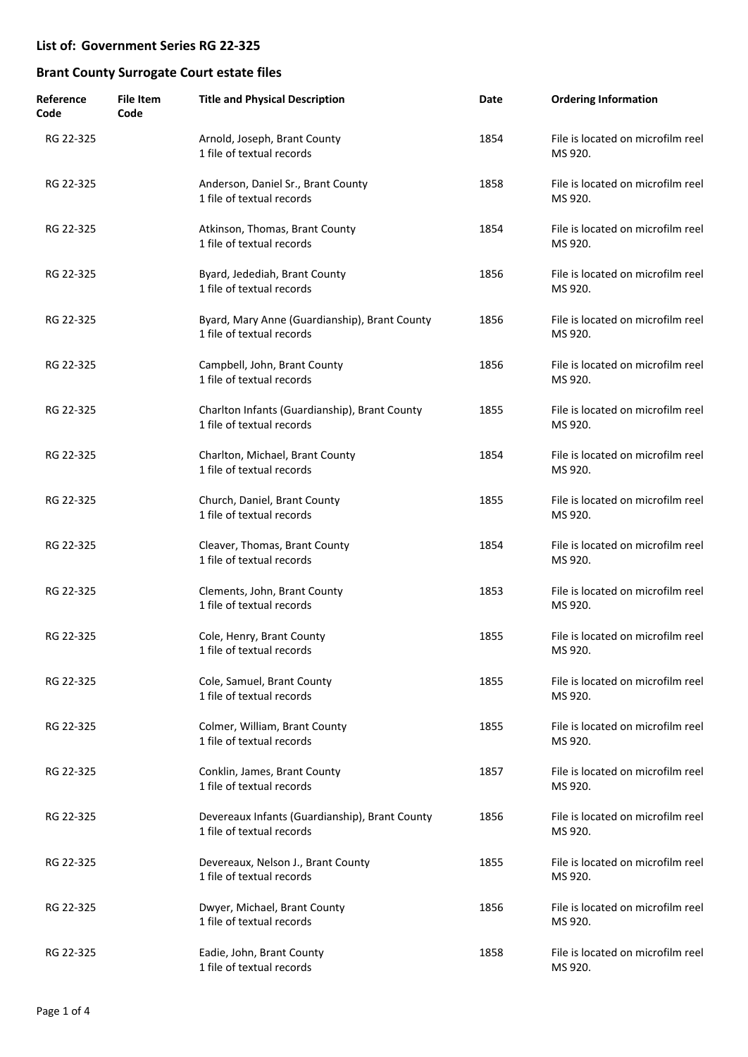## List of: Government Series RG 22-325

## Brant County Surrogate Court estate files

| Reference Code | File Item Code | Title and Physical Description | Date | Ordering Information |
|---|---|---|---|---|
| RG 22-325 | | Arnold, Joseph, Brant County<br>1 file of textual records | 1854 | File is located on microfilm reel MS 920. |
| RG 22-325 | | Anderson, Daniel Sr., Brant County<br>1 file of textual records | 1858 | File is located on microfilm reel MS 920. |
| RG 22-325 | | Atkinson, Thomas, Brant County<br>1 file of textual records | 1854 | File is located on microfilm reel MS 920. |
| RG 22-325 | | Byard, Jedediah, Brant County<br>1 file of textual records | 1856 | File is located on microfilm reel MS 920. |
| RG 22-325 | | Byard, Mary Anne (Guardianship), Brant County<br>1 file of textual records | 1856 | File is located on microfilm reel MS 920. |
| RG 22-325 | | Campbell, John, Brant County<br>1 file of textual records | 1856 | File is located on microfilm reel MS 920. |
| RG 22-325 | | Charlton Infants (Guardianship), Brant County<br>1 file of textual records | 1855 | File is located on microfilm reel MS 920. |
| RG 22-325 | | Charlton, Michael, Brant County<br>1 file of textual records | 1854 | File is located on microfilm reel MS 920. |
| RG 22-325 | | Church, Daniel, Brant County<br>1 file of textual records | 1855 | File is located on microfilm reel MS 920. |
| RG 22-325 | | Cleaver, Thomas, Brant County<br>1 file of textual records | 1854 | File is located on microfilm reel MS 920. |
| RG 22-325 | | Clements, John, Brant County<br>1 file of textual records | 1853 | File is located on microfilm reel MS 920. |
| RG 22-325 | | Cole, Henry, Brant County<br>1 file of textual records | 1855 | File is located on microfilm reel MS 920. |
| RG 22-325 | | Cole, Samuel, Brant County<br>1 file of textual records | 1855 | File is located on microfilm reel MS 920. |
| RG 22-325 | | Colmer, William, Brant County<br>1 file of textual records | 1855 | File is located on microfilm reel MS 920. |
| RG 22-325 | | Conklin, James, Brant County<br>1 file of textual records | 1857 | File is located on microfilm reel MS 920. |
| RG 22-325 | | Devereaux Infants (Guardianship), Brant County<br>1 file of textual records | 1856 | File is located on microfilm reel MS 920. |
| RG 22-325 | | Devereaux, Nelson J., Brant County<br>1 file of textual records | 1855 | File is located on microfilm reel MS 920. |
| RG 22-325 | | Dwyer, Michael, Brant County<br>1 file of textual records | 1856 | File is located on microfilm reel MS 920. |
| RG 22-325 | | Eadie, John, Brant County<br>1 file of textual records | 1858 | File is located on microfilm reel MS 920. |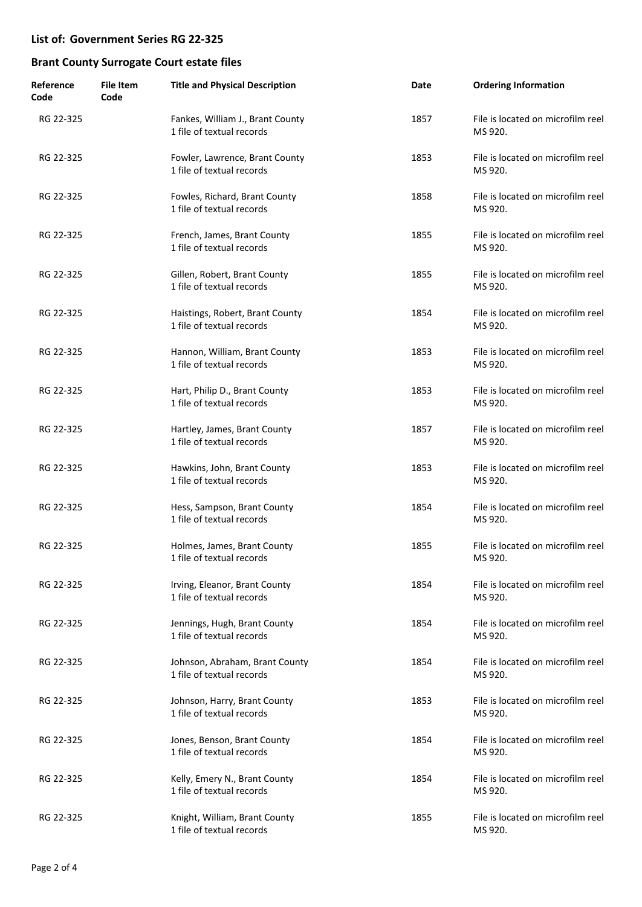## List of: Government Series RG 22-325

## Brant County Surrogate Court estate files

| Reference Code | File Item Code | Title and Physical Description | Date | Ordering Information |
|---|---|---|---|---|
| RG 22-325 | | Fankes, William J., Brant County<br>1 file of textual records | 1857 | File is located on microfilm reel MS 920. |
| RG 22-325 | | Fowler, Lawrence, Brant County<br>1 file of textual records | 1853 | File is located on microfilm reel MS 920. |
| RG 22-325 | | Fowles, Richard, Brant County<br>1 file of textual records | 1858 | File is located on microfilm reel MS 920. |
| RG 22-325 | | French, James, Brant County<br>1 file of textual records | 1855 | File is located on microfilm reel MS 920. |
| RG 22-325 | | Gillen, Robert, Brant County<br>1 file of textual records | 1855 | File is located on microfilm reel MS 920. |
| RG 22-325 | | Haistings, Robert, Brant County<br>1 file of textual records | 1854 | File is located on microfilm reel MS 920. |
| RG 22-325 | | Hannon, William, Brant County<br>1 file of textual records | 1853 | File is located on microfilm reel MS 920. |
| RG 22-325 | | Hart, Philip D., Brant County<br>1 file of textual records | 1853 | File is located on microfilm reel MS 920. |
| RG 22-325 | | Hartley, James, Brant County<br>1 file of textual records | 1857 | File is located on microfilm reel MS 920. |
| RG 22-325 | | Hawkins, John, Brant County<br>1 file of textual records | 1853 | File is located on microfilm reel MS 920. |
| RG 22-325 | | Hess, Sampson, Brant County<br>1 file of textual records | 1854 | File is located on microfilm reel MS 920. |
| RG 22-325 | | Holmes, James, Brant County<br>1 file of textual records | 1855 | File is located on microfilm reel MS 920. |
| RG 22-325 | | Irving, Eleanor, Brant County<br>1 file of textual records | 1854 | File is located on microfilm reel MS 920. |
| RG 22-325 | | Jennings, Hugh, Brant County<br>1 file of textual records | 1854 | File is located on microfilm reel MS 920. |
| RG 22-325 | | Johnson, Abraham, Brant County<br>1 file of textual records | 1854 | File is located on microfilm reel MS 920. |
| RG 22-325 | | Johnson, Harry, Brant County<br>1 file of textual records | 1853 | File is located on microfilm reel MS 920. |
| RG 22-325 | | Jones, Benson, Brant County<br>1 file of textual records | 1854 | File is located on microfilm reel MS 920. |
| RG 22-325 | | Kelly, Emery N., Brant County<br>1 file of textual records | 1854 | File is located on microfilm reel MS 920. |
| RG 22-325 | | Knight, William, Brant County<br>1 file of textual records | 1855 | File is located on microfilm reel MS 920. |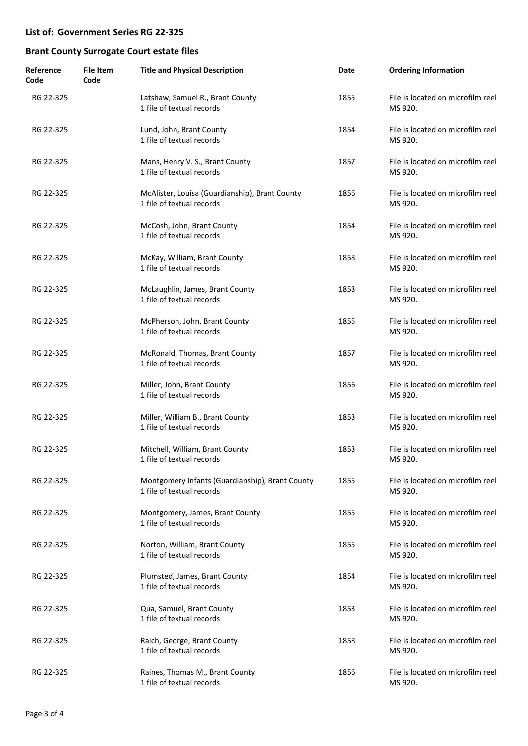## List of: Government Series RG 22-325

## Brant County Surrogate Court estate files

| Reference Code | File Item Code | Title and Physical Description | Date | Ordering Information |
|---|---|---|---|---|
| RG 22-325 | | Latshaw, Samuel R., Brant County<br>1 file of textual records | 1855 | File is located on microfilm reel MS 920. |
| RG 22-325 | | Lund, John, Brant County<br>1 file of textual records | 1854 | File is located on microfilm reel MS 920. |
| RG 22-325 | | Mans, Henry V. S., Brant County<br>1 file of textual records | 1857 | File is located on microfilm reel MS 920. |
| RG 22-325 | | McAlister, Louisa (Guardianship), Brant County<br>1 file of textual records | 1856 | File is located on microfilm reel MS 920. |
| RG 22-325 | | McCosh, John, Brant County<br>1 file of textual records | 1854 | File is located on microfilm reel MS 920. |
| RG 22-325 | | McKay, William, Brant County<br>1 file of textual records | 1858 | File is located on microfilm reel MS 920. |
| RG 22-325 | | McLaughlin, James, Brant County<br>1 file of textual records | 1853 | File is located on microfilm reel MS 920. |
| RG 22-325 | | McPherson, John, Brant County<br>1 file of textual records | 1855 | File is located on microfilm reel MS 920. |
| RG 22-325 | | McRonald, Thomas, Brant County<br>1 file of textual records | 1857 | File is located on microfilm reel MS 920. |
| RG 22-325 | | Miller, John, Brant County<br>1 file of textual records | 1856 | File is located on microfilm reel MS 920. |
| RG 22-325 | | Miller, William B., Brant County<br>1 file of textual records | 1853 | File is located on microfilm reel MS 920. |
| RG 22-325 | | Mitchell, William, Brant County<br>1 file of textual records | 1853 | File is located on microfilm reel MS 920. |
| RG 22-325 | | Montgomery Infants (Guardianship), Brant County<br>1 file of textual records | 1855 | File is located on microfilm reel MS 920. |
| RG 22-325 | | Montgomery, James, Brant County<br>1 file of textual records | 1855 | File is located on microfilm reel MS 920. |
| RG 22-325 | | Norton, William, Brant County<br>1 file of textual records | 1855 | File is located on microfilm reel MS 920. |
| RG 22-325 | | Plumsted, James, Brant County<br>1 file of textual records | 1854 | File is located on microfilm reel MS 920. |
| RG 22-325 | | Qua, Samuel, Brant County<br>1 file of textual records | 1853 | File is located on microfilm reel MS 920. |
| RG 22-325 | | Raich, George, Brant County<br>1 file of textual records | 1858 | File is located on microfilm reel MS 920. |
| RG 22-325 | | Raines, Thomas M., Brant County<br>1 file of textual records | 1856 | File is located on microfilm reel MS 920. |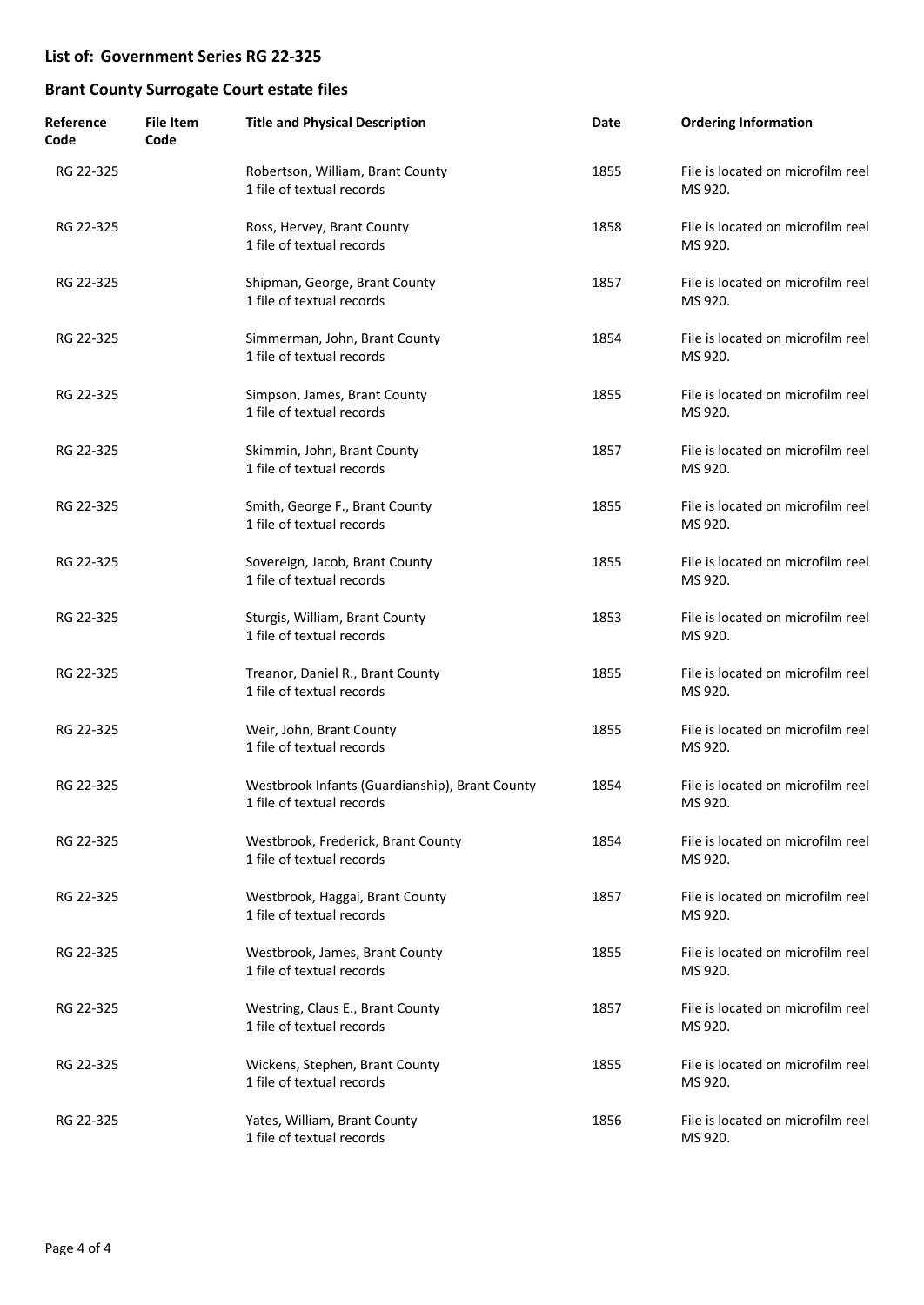## List of: Government Series RG 22-325

## Brant County Surrogate Court estate files

| Reference Code | File Item Code | Title and Physical Description | Date | Ordering Information |
|---|---|---|---|---|
| RG 22-325 | | Robertson, William, Brant County<br>1 file of textual records | 1855 | File is located on microfilm reel MS 920. |
| RG 22-325 | | Ross, Hervey, Brant County<br>1 file of textual records | 1858 | File is located on microfilm reel MS 920. |
| RG 22-325 | | Shipman, George, Brant County<br>1 file of textual records | 1857 | File is located on microfilm reel MS 920. |
| RG 22-325 | | Simmerman, John, Brant County<br>1 file of textual records | 1854 | File is located on microfilm reel MS 920. |
| RG 22-325 | | Simpson, James, Brant County<br>1 file of textual records | 1855 | File is located on microfilm reel MS 920. |
| RG 22-325 | | Skimmin, John, Brant County<br>1 file of textual records | 1857 | File is located on microfilm reel MS 920. |
| RG 22-325 | | Smith, George F., Brant County<br>1 file of textual records | 1855 | File is located on microfilm reel MS 920. |
| RG 22-325 | | Sovereign, Jacob, Brant County<br>1 file of textual records | 1855 | File is located on microfilm reel MS 920. |
| RG 22-325 | | Sturgis, William, Brant County<br>1 file of textual records | 1853 | File is located on microfilm reel MS 920. |
| RG 22-325 | | Treanor, Daniel R., Brant County<br>1 file of textual records | 1855 | File is located on microfilm reel MS 920. |
| RG 22-325 | | Weir, John, Brant County<br>1 file of textual records | 1855 | File is located on microfilm reel MS 920. |
| RG 22-325 | | Westbrook Infants (Guardianship), Brant County<br>1 file of textual records | 1854 | File is located on microfilm reel MS 920. |
| RG 22-325 | | Westbrook, Frederick, Brant County<br>1 file of textual records | 1854 | File is located on microfilm reel MS 920. |
| RG 22-325 | | Westbrook, Haggai, Brant County<br>1 file of textual records | 1857 | File is located on microfilm reel MS 920. |
| RG 22-325 | | Westbrook, James, Brant County<br>1 file of textual records | 1855 | File is located on microfilm reel MS 920. |
| RG 22-325 | | Westring, Claus E., Brant County<br>1 file of textual records | 1857 | File is located on microfilm reel MS 920. |
| RG 22-325 | | Wickens, Stephen, Brant County<br>1 file of textual records | 1855 | File is located on microfilm reel MS 920. |
| RG 22-325 | | Yates, William, Brant County<br>1 file of textual records | 1856 | File is located on microfilm reel MS 920. |